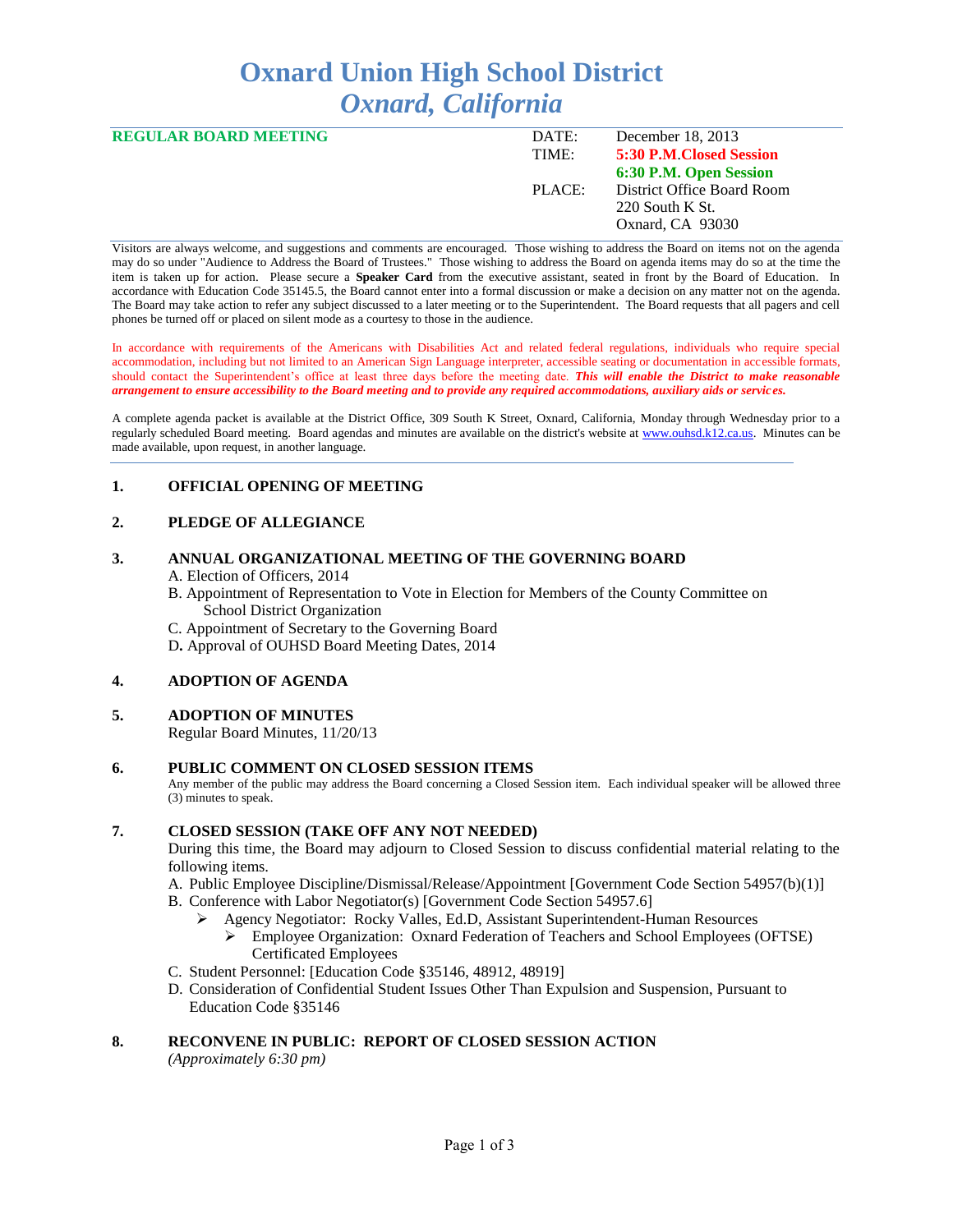# Oxnard Union High School District
## *Oxnard, California*

**REGULAR BOARD MEETING**

| | |
|---|---|
| DATE: | December 18, 2013 |
| TIME: | **5:30 P.M.Closed Session** |
| | **6:30 P.M. Open Session** |
| PLACE: | District Office Board Room |
| | 220 South K St. |
| | Oxnard, CA 93030 |

Visitors are always welcome, and suggestions and comments are encouraged. Those wishing to address the Board on items not on the agenda may do so under "Audience to Address the Board of Trustees." Those wishing to address the Board on agenda items may do so at the time the item is taken up for action. Please secure a **Speaker Card** from the executive assistant, seated in front by the Board of Education. In accordance with Education Code 35145.5, the Board cannot enter into a formal discussion or make a decision on any matter not on the agenda. The Board may take action to refer any subject discussed to a later meeting or to the Superintendent. The Board requests that all pagers and cell phones be turned off or placed on silent mode as a courtesy to those in the audience.

In accordance with requirements of the Americans with Disabilities Act and related federal regulations, individuals who require special accommodation, including but not limited to an American Sign Language interpreter, accessible seating or documentation in accessible formats, should contact the Superintendent's office at least three days before the meeting date. ***This will enable the District to make reasonable arrangement to ensure accessibility to the Board meeting and to provide any required accommodations, auxiliary aids or services.***

A complete agenda packet is available at the District Office, 309 South K Street, Oxnard, California, Monday through Wednesday prior to a regularly scheduled Board meeting. Board agendas and minutes are available on the district's website at www.ouhsd.k12.ca.us. Minutes can be made available, upon request, in another language.

---

**1. OFFICIAL OPENING OF MEETING**

**2. PLEDGE OF ALLEGIANCE**

**3. ANNUAL ORGANIZATIONAL MEETING OF THE GOVERNING BOARD**

A. Election of Officers, 2014
B. Appointment of Representation to Vote in Election for Members of the County Committee on School District Organization
C. Appointment of Secretary to the Governing Board
D**.** Approval of OUHSD Board Meeting Dates, 2014

**4. ADOPTION OF AGENDA**

**5. ADOPTION OF MINUTES**

Regular Board Minutes, 11/20/13

**6. PUBLIC COMMENT ON CLOSED SESSION ITEMS**

Any member of the public may address the Board concerning a Closed Session item. Each individual speaker will be allowed three (3) minutes to speak.

**7. CLOSED SESSION (TAKE OFF ANY NOT NEEDED)**

During this time, the Board may adjourn to Closed Session to discuss confidential material relating to the following items.

A. Public Employee Discipline/Dismissal/Release/Appointment [Government Code Section 54957(b)(1)]
B. Conference with Labor Negotiator(s) [Government Code Section 54957.6]
- Agency Negotiator: Rocky Valles, Ed.D, Assistant Superintendent-Human Resources
  - Employee Organization: Oxnard Federation of Teachers and School Employees (OFTSE) Certificated Employees

C. Student Personnel: [Education Code §35146, 48912, 48919]
D. Consideration of Confidential Student Issues Other Than Expulsion and Suspension, Pursuant to Education Code §35146

**8. RECONVENE IN PUBLIC: REPORT OF CLOSED SESSION ACTION**

*(Approximately 6:30 pm)*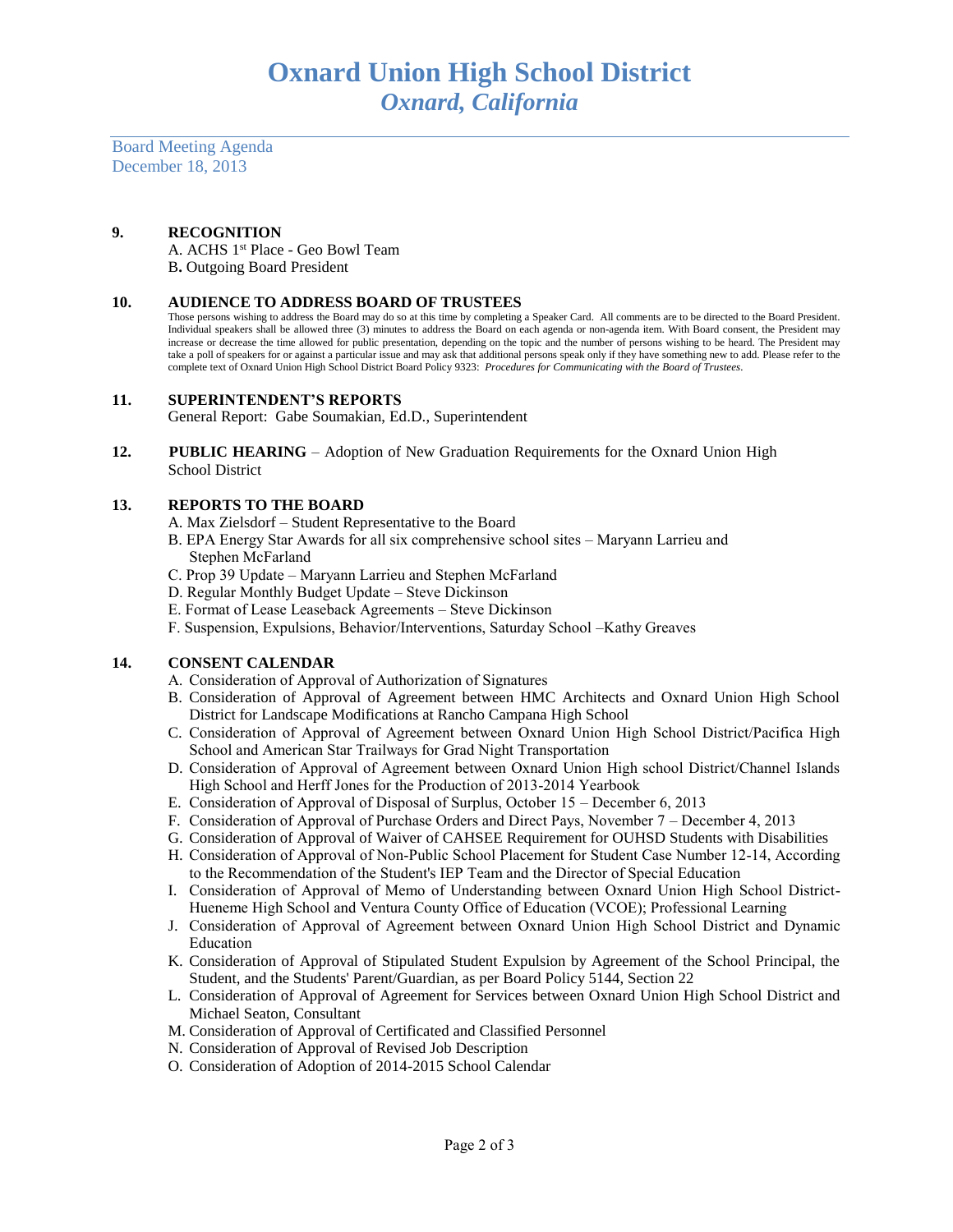# Oxnard Union High School District
## *Oxnard, California*

Board Meeting Agenda
December 18, 2013

**9. RECOGNITION**

A. ACHS 1st Place - Geo Bowl Team
B**.** Outgoing Board President

**10. AUDIENCE TO ADDRESS BOARD OF TRUSTEES**

Those persons wishing to address the Board may do so at this time by completing a Speaker Card. All comments are to be directed to the Board President. Individual speakers shall be allowed three (3) minutes to address the Board on each agenda or non-agenda item. With Board consent, the President may increase or decrease the time allowed for public presentation, depending on the topic and the number of persons wishing to be heard. The President may take a poll of speakers for or against a particular issue and may ask that additional persons speak only if they have something new to add. Please refer to the complete text of Oxnard Union High School District Board Policy 9323: *Procedures for Communicating with the Board of Trustees*.

**11. SUPERINTENDENT'S REPORTS**

General Report: Gabe Soumakian, Ed.D., Superintendent

**12. PUBLIC HEARING** – Adoption of New Graduation Requirements for the Oxnard Union High School District

**13. REPORTS TO THE BOARD**

A. Max Zielsdorf – Student Representative to the Board
B. EPA Energy Star Awards for all six comprehensive school sites – Maryann Larrieu and Stephen McFarland
C. Prop 39 Update – Maryann Larrieu and Stephen McFarland
D. Regular Monthly Budget Update – Steve Dickinson
E. Format of Lease Leaseback Agreements – Steve Dickinson
F. Suspension, Expulsions, Behavior/Interventions, Saturday School –Kathy Greaves

**14. CONSENT CALENDAR**

A. Consideration of Approval of Authorization of Signatures
B. Consideration of Approval of Agreement between HMC Architects and Oxnard Union High School District for Landscape Modifications at Rancho Campana High School
C. Consideration of Approval of Agreement between Oxnard Union High School District/Pacifica High School and American Star Trailways for Grad Night Transportation
D. Consideration of Approval of Agreement between Oxnard Union High school District/Channel Islands High School and Herff Jones for the Production of 2013-2014 Yearbook
E. Consideration of Approval of Disposal of Surplus, October 15 – December 6, 2013
F. Consideration of Approval of Purchase Orders and Direct Pays, November 7 – December 4, 2013
G. Consideration of Approval of Waiver of CAHSEE Requirement for OUHSD Students with Disabilities
H. Consideration of Approval of Non-Public School Placement for Student Case Number 12-14, According to the Recommendation of the Student's IEP Team and the Director of Special Education
I. Consideration of Approval of Memo of Understanding between Oxnard Union High School District-Hueneme High School and Ventura County Office of Education (VCOE); Professional Learning
J. Consideration of Approval of Agreement between Oxnard Union High School District and Dynamic Education
K. Consideration of Approval of Stipulated Student Expulsion by Agreement of the School Principal, the Student, and the Students' Parent/Guardian, as per Board Policy 5144, Section 22
L. Consideration of Approval of Agreement for Services between Oxnard Union High School District and Michael Seaton, Consultant
M. Consideration of Approval of Certificated and Classified Personnel
N. Consideration of Approval of Revised Job Description
O. Consideration of Adoption of 2014-2015 School Calendar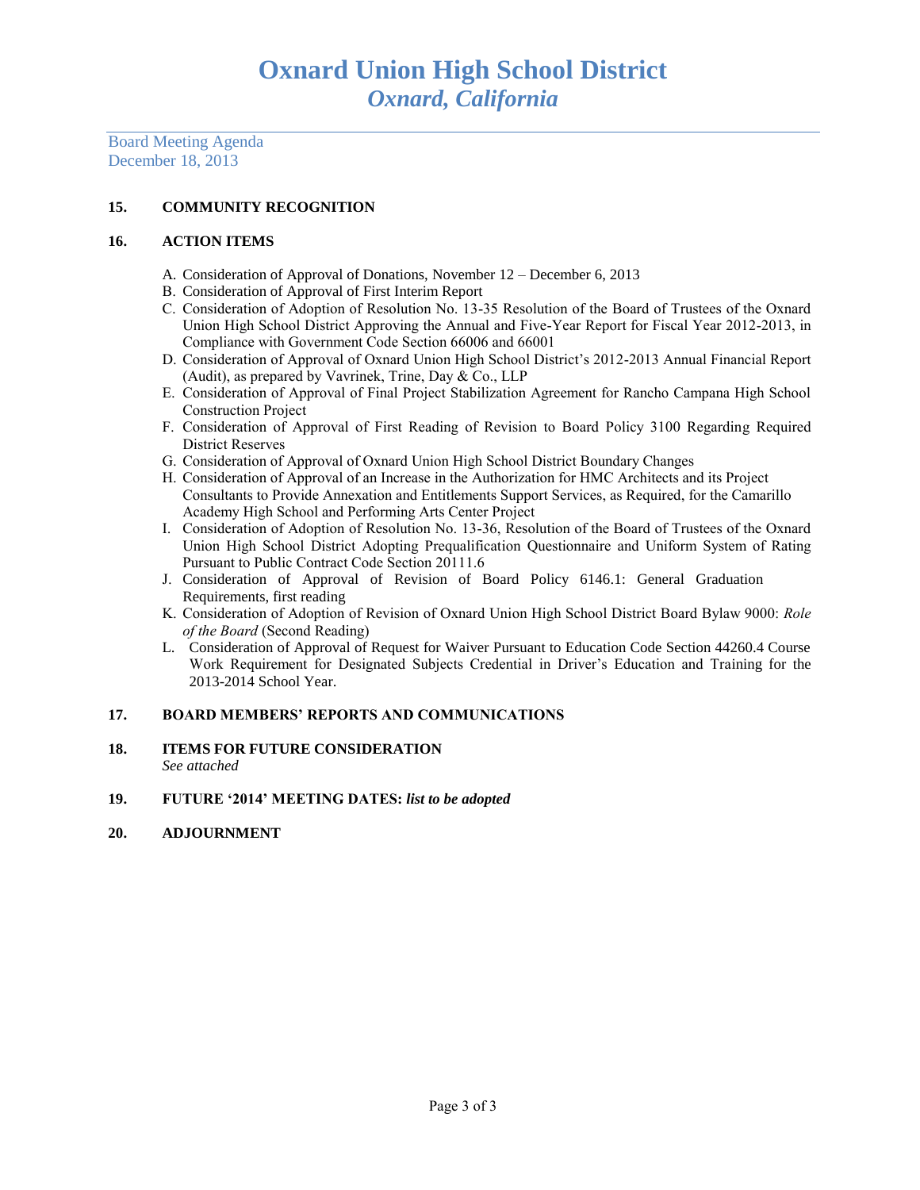# Oxnard Union High School District
## *Oxnard, California*

Board Meeting Agenda
December 18, 2013

**15. COMMUNITY RECOGNITION**

**16. ACTION ITEMS**

A. Consideration of Approval of Donations, November 12 – December 6, 2013
B. Consideration of Approval of First Interim Report
C. Consideration of Adoption of Resolution No. 13-35 Resolution of the Board of Trustees of the Oxnard Union High School District Approving the Annual and Five-Year Report for Fiscal Year 2012-2013, in Compliance with Government Code Section 66006 and 66001
D. Consideration of Approval of Oxnard Union High School District's 2012-2013 Annual Financial Report (Audit), as prepared by Vavrinek, Trine, Day & Co., LLP
E. Consideration of Approval of Final Project Stabilization Agreement for Rancho Campana High School Construction Project
F. Consideration of Approval of First Reading of Revision to Board Policy 3100 Regarding Required District Reserves
G. Consideration of Approval of Oxnard Union High School District Boundary Changes
H. Consideration of Approval of an Increase in the Authorization for HMC Architects and its Project Consultants to Provide Annexation and Entitlements Support Services, as Required, for the Camarillo Academy High School and Performing Arts Center Project
I. Consideration of Adoption of Resolution No. 13-36, Resolution of the Board of Trustees of the Oxnard Union High School District Adopting Prequalification Questionnaire and Uniform System of Rating Pursuant to Public Contract Code Section 20111.6
J. Consideration of Approval of Revision of Board Policy 6146.1: General Graduation Requirements, first reading
K. Consideration of Adoption of Revision of Oxnard Union High School District Board Bylaw 9000: *Role of the Board* (Second Reading)
L. Consideration of Approval of Request for Waiver Pursuant to Education Code Section 44260.4 Course Work Requirement for Designated Subjects Credential in Driver's Education and Training for the 2013-2014 School Year.

**17. BOARD MEMBERS' REPORTS AND COMMUNICATIONS**

**18. ITEMS FOR FUTURE CONSIDERATION**
*See attached*

**19. FUTURE '2014' MEETING DATES:** ***list to be adopted***

**20. ADJOURNMENT**